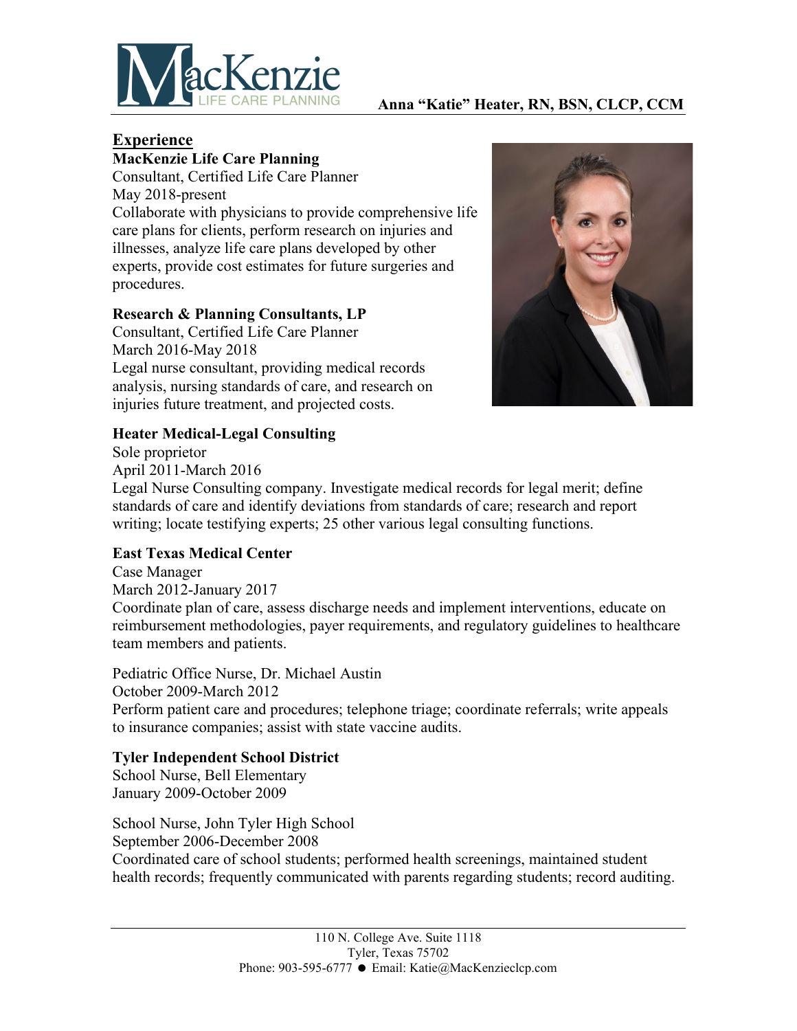Anna “Katie” Heater, RN, BSN, CLCP, CCM

## Experience

**MacKenzie Life Care Planning**
Consultant, Certified Life Care Planner
May 2018-present
Collaborate with physicians to provide comprehensive life care plans for clients, perform research on injuries and illnesses, analyze life care plans developed by other experts, provide cost estimates for future surgeries and procedures.

**Research & Planning Consultants, LP**
Consultant, Certified Life Care Planner
March 2016-May 2018
Legal nurse consultant, providing medical records analysis, nursing standards of care, and research on injuries future treatment, and projected costs.

**Heater Medical-Legal Consulting**
Sole proprietor
April 2011-March 2016
Legal Nurse Consulting company. Investigate medical records for legal merit; define standards of care and identify deviations from standards of care; research and report writing; locate testifying experts; 25 other various legal consulting functions.

**East Texas Medical Center**
Case Manager
March 2012-January 2017
Coordinate plan of care, assess discharge needs and implement interventions, educate on reimbursement methodologies, payer requirements, and regulatory guidelines to healthcare team members and patients.

Pediatric Office Nurse, Dr. Michael Austin
October 2009-March 2012
Perform patient care and procedures; telephone triage; coordinate referrals; write appeals to insurance companies; assist with state vaccine audits.

**Tyler Independent School District**
School Nurse, Bell Elementary
January 2009-October 2009

School Nurse, John Tyler High School
September 2006-December 2008
Coordinated care of school students; performed health screenings, maintained student health records; frequently communicated with parents regarding students; record auditing.

110 N. College Ave. Suite 1118
Tyler, Texas 75702
Phone: 903-595-6777 ● Email: Katie@MacKenzieclcp.com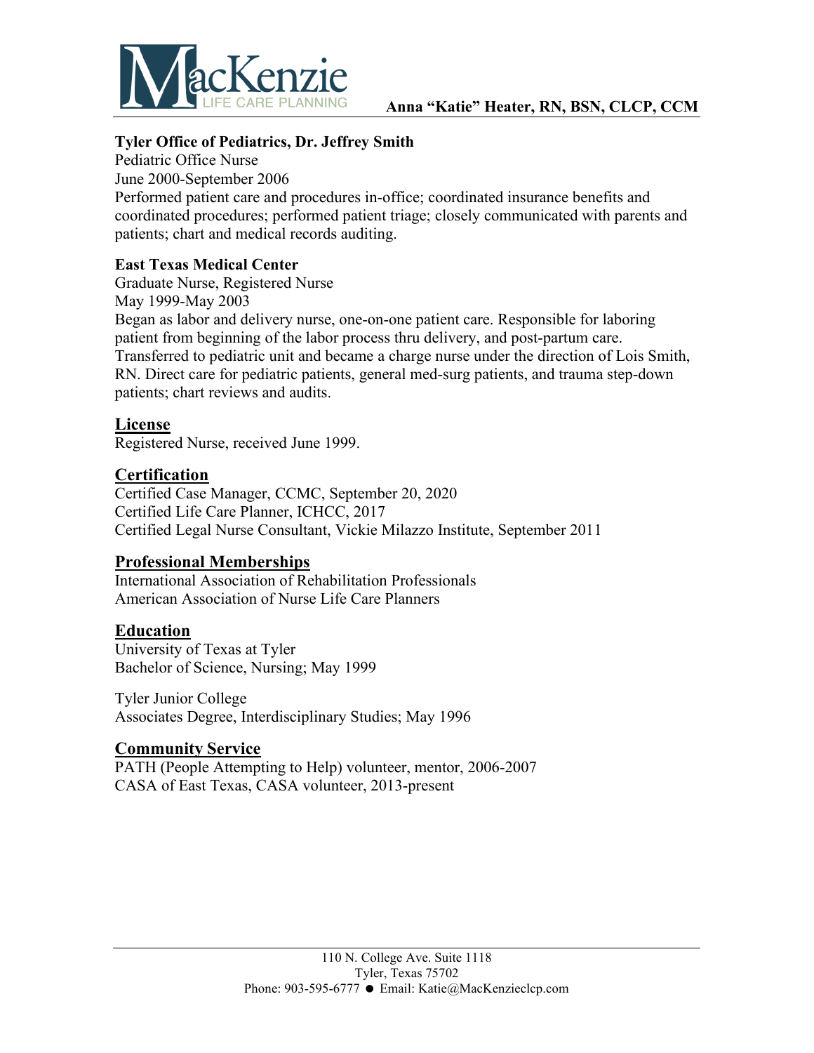**Tyler Office of Pediatrics, Dr. Jeffrey Smith**
Pediatric Office Nurse
June 2000-September 2006
Performed patient care and procedures in-office; coordinated insurance benefits and coordinated procedures; performed patient triage; closely communicated with parents and patients; chart and medical records auditing.

**East Texas Medical Center**
Graduate Nurse, Registered Nurse
May 1999-May 2003
Began as labor and delivery nurse, one-on-one patient care. Responsible for laboring patient from beginning of the labor process thru delivery, and post-partum care. Transferred to pediatric unit and became a charge nurse under the direction of Lois Smith, RN. Direct care for pediatric patients, general med-surg patients, and trauma step-down patients; chart reviews and audits.

## License

Registered Nurse, received June 1999.

## Certification

Certified Case Manager, CCMC, September 20, 2020
Certified Life Care Planner, ICHCC, 2017
Certified Legal Nurse Consultant, Vickie Milazzo Institute, September 2011

## Professional Memberships

International Association of Rehabilitation Professionals
American Association of Nurse Life Care Planners

## Education

University of Texas at Tyler
Bachelor of Science, Nursing; May 1999

Tyler Junior College
Associates Degree, Interdisciplinary Studies; May 1996

## Community Service

PATH (People Attempting to Help) volunteer, mentor, 2006-2007
CASA of East Texas, CASA volunteer, 2013-present